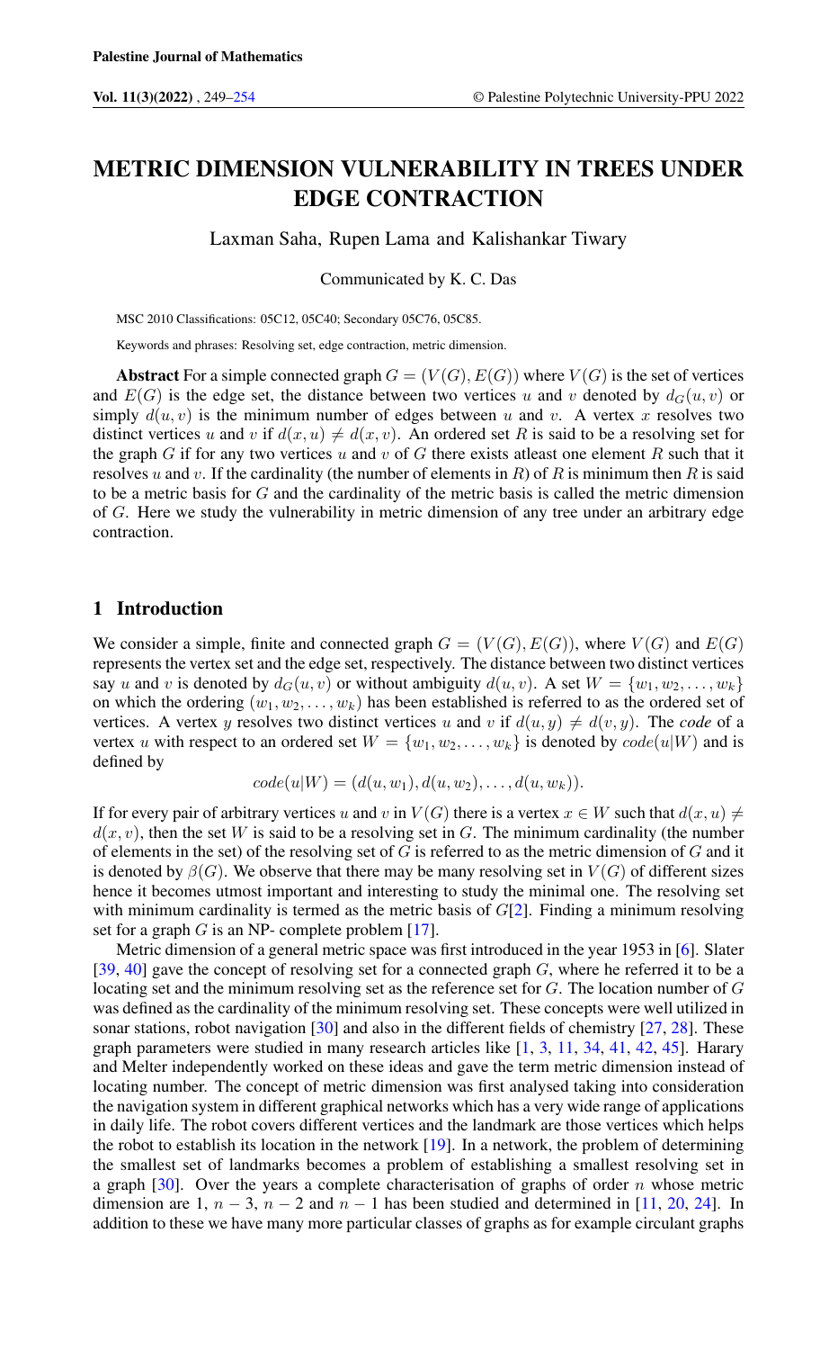# METRIC DIMENSION VULNERABILITY IN TREES UNDER EDGE CONTRACTION

Laxman Saha, Rupen Lama and Kalishankar Tiwary

Communicated by K. C. Das

MSC 2010 Classifications: 05C12, 05C40; Secondary 05C76, 05C85.

Keywords and phrases: Resolving set, edge contraction, metric dimension.

**Abstract** For a simple connected graph $G = (V(G), E(G))$ where $V(G)$ is the set of vertices and $E(G)$ is the edge set, the distance between two vertices $u$ and $v$ denoted by $d_G(u, v)$ or simply $d(u, v)$ is the minimum number of edges between $u$ and $v$. A vertex $x$ resolves two distinct vertices $u$ and $v$ if $d(x, u) \neq d(x, v)$. An ordered set $R$ is said to be a resolving set for the graph $G$ if for any two vertices $u$ and $v$ of $G$ there exists atleast one element $R$ such that it resolves $u$ and $v$. If the cardinality (the number of elements in $R$) of $R$ is minimum then $R$ is said to be a metric basis for $G$ and the cardinality of the metric basis is called the metric dimension of $G$. Here we study the vulnerability in metric dimension of any tree under an arbitrary edge contraction.

## 1 Introduction

We consider a simple, finite and connected graph $G = (V(G), E(G))$, where $V(G)$ and $E(G)$ represents the vertex set and the edge set, respectively. The distance between two distinct vertices say $u$ and $v$ is denoted by $d_G(u, v)$ or without ambiguity $d(u, v)$. A set $W = \{w_1, w_2, \dots, w_k\}$ on which the ordering $(w_1, w_2, \dots, w_k)$ has been established is referred to as the ordered set of vertices. A vertex $y$ resolves two distinct vertices $u$ and $v$ if $d(u, y) \neq d(v, y)$. The *code* of a vertex $u$ with respect to an ordered set $W = \{w_1, w_2, \dots, w_k\}$ is denoted by $code(u|W)$ and is defined by

$$code(u|W) = (d(u, w_1), d(u, w_2), \dots, d(u, w_k)).$$

If for every pair of arbitrary vertices $u$ and $v$ in $V(G)$ there is a vertex $x \in W$ such that $d(x, u) \neq d(x, v)$, then the set $W$ is said to be a resolving set in $G$. The minimum cardinality (the number of elements in the set) of the resolving set of $G$ is referred to as the metric dimension of $G$ and it is denoted by $\beta(G)$. We observe that there may be many resolving set in $V(G)$ of different sizes hence it becomes utmost important and interesting to study the minimal one. The resolving set with minimum cardinality is termed as the metric basis of $G$[2]. Finding a minimum resolving set for a graph $G$ is an NP- complete problem [17].

Metric dimension of a general metric space was first introduced in the year 1953 in [6]. Slater [39, 40] gave the concept of resolving set for a connected graph $G$, where he referred it to be a locating set and the minimum resolving set as the reference set for $G$. The location number of $G$ was defined as the cardinality of the minimum resolving set. These concepts were well utilized in sonar stations, robot navigation [30] and also in the different fields of chemistry [27, 28]. These graph parameters were studied in many research articles like [1, 3, 11, 34, 41, 42, 45]. Harary and Melter independently worked on these ideas and gave the term metric dimension instead of locating number. The concept of metric dimension was first analysed taking into consideration the navigation system in different graphical networks which has a very wide range of applications in daily life. The robot covers different vertices and the landmark are those vertices which helps the robot to establish its location in the network [19]. In a network, the problem of determining the smallest set of landmarks becomes a problem of establishing a smallest resolving set in a graph [30]. Over the years a complete characterisation of graphs of order $n$ whose metric dimension are 1, $n-3$, $n-2$ and $n-1$ has been studied and determined in [11, 20, 24]. In addition to these we have many more particular classes of graphs as for example circulant graphs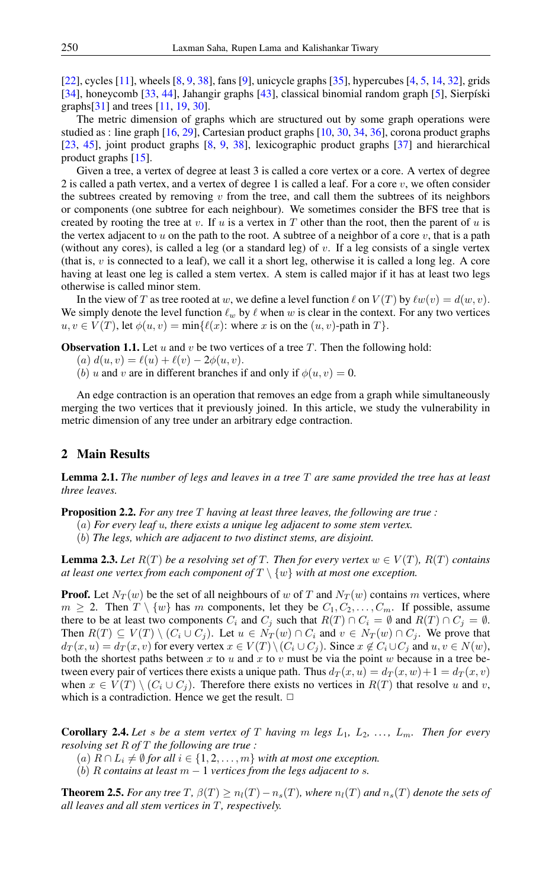[22], cycles [11], wheels [8, 9, 38], fans [9], unicycle graphs [35], hypercubes [4, 5, 14, 32], grids [34], honeycomb [33, 44], Jahangir graphs [43], classical binomial random graph [5], Sierpíski graphs[31] and trees [11, 19, 30].

The metric dimension of graphs which are structured out by some graph operations were studied as : line graph [16, 29], Cartesian product graphs [10, 30, 34, 36], corona product graphs [23, 45], joint product graphs [8, 9, 38], lexicographic product graphs [37] and hierarchical product graphs [15].

Given a tree, a vertex of degree at least 3 is called a core vertex or a core. A vertex of degree 2 is called a path vertex, and a vertex of degree 1 is called a leaf. For a core $v$, we often consider the subtrees created by removing $v$ from the tree, and call them the subtrees of its neighbors or components (one subtree for each neighbour). We sometimes consider the BFS tree that is created by rooting the tree at $v$. If $u$ is a vertex in $T$ other than the root, then the parent of $u$ is the vertex adjacent to $u$ on the path to the root. A subtree of a neighbor of a core $v$, that is a path (without any cores), is called a leg (or a standard leg) of $v$. If a leg consists of a single vertex (that is, $v$ is connected to a leaf), we call it a short leg, otherwise it is called a long leg. A core having at least one leg is called a stem vertex. A stem is called major if it has at least two legs otherwise is called minor stem.

In the view of $T$ as tree rooted at $w$, we define a level function $\ell$ on $V(T)$ by $\ell w(v) = d(w, v)$. We simply denote the level function $\ell_w$ by $\ell$ when $w$ is clear in the context. For any two vertices $u, v \in V(T)$, let $\phi(u, v) = \min\{\ell(x)$: where $x$ is on the $(u, v)$-path in $T\}$.

**Observation 1.1.** Let $u$ and $v$ be two vertices of a tree $T$. Then the following hold:
($a$) $d(u, v) = \ell(u) + \ell(v) - 2\phi(u, v)$.
($b$) $u$ and $v$ are in different branches if and only if $\phi(u, v) = 0$.

An edge contraction is an operation that removes an edge from a graph while simultaneously merging the two vertices that it previously joined. In this article, we study the vulnerability in metric dimension of any tree under an arbitrary edge contraction.

## 2 Main Results

**Lemma 2.1.** *The number of legs and leaves in a tree $T$ are same provided the tree has at least three leaves.*

**Proposition 2.2.** *For any tree $T$ having at least three leaves, the following are true :*
($a$) *For every leaf $u$, there exists a unique leg adjacent to some stem vertex.*
($b$) *The legs, which are adjacent to two distinct stems, are disjoint.*

**Lemma 2.3.** *Let $R(T)$ be a resolving set of $T$. Then for every vertex $w \in V(T)$, $R(T)$ contains at least one vertex from each component of $T \setminus \{w\}$ with at most one exception.*

**Proof.** Let $N_T(w)$ be the set of all neighbours of $w$ of $T$ and $N_T(w)$ contains $m$ vertices, where $m \geq 2$. Then $T \setminus \{w\}$ has $m$ components, let they be $C_1, C_2, \ldots, C_m$. If possible, assume there to be at least two components $C_i$ and $C_j$ such that $R(T) \cap C_i = \emptyset$ and $R(T) \cap C_j = \emptyset$. Then $R(T) \subseteq V(T) \setminus (C_i \cup C_j)$. Let $u \in N_T(w) \cap C_i$ and $v \in N_T(w) \cap C_j$. We prove that $d_T(x, u) = d_T(x, v)$ for every vertex $x \in V(T) \setminus (C_i \cup C_j)$. Since $x \notin C_i \cup C_j$ and $u, v \in N(w)$, both the shortest paths between $x$ to $u$ and $x$ to $v$ must be via the point $w$ because in a tree between every pair of vertices there exists a unique path. Thus $d_T(x, u) = d_T(x, w) + 1 = d_T(x, v)$ when $x \in V(T) \setminus (C_i \cup C_j)$. Therefore there exists no vertices in $R(T)$ that resolve $u$ and $v$, which is a contradiction. Hence we get the result. □

**Corollary 2.4.** *Let $s$ be a stem vertex of $T$ having $m$ legs $L_1, L_2, \ldots, L_m$. Then for every resolving set $R$ of $T$ the following are true :*
($a$) *$R \cap L_i \neq \emptyset$ for all $i \in \{1, 2, \ldots, m\}$ with at most one exception.*
($b$) *$R$ contains at least $m - 1$ vertices from the legs adjacent to $s$.*

**Theorem 2.5.** *For any tree $T$, $\beta(T) \geq n_l(T) - n_s(T)$, where $n_l(T)$ and $n_s(T)$ denote the sets of all leaves and all stem vertices in $T$, respectively.*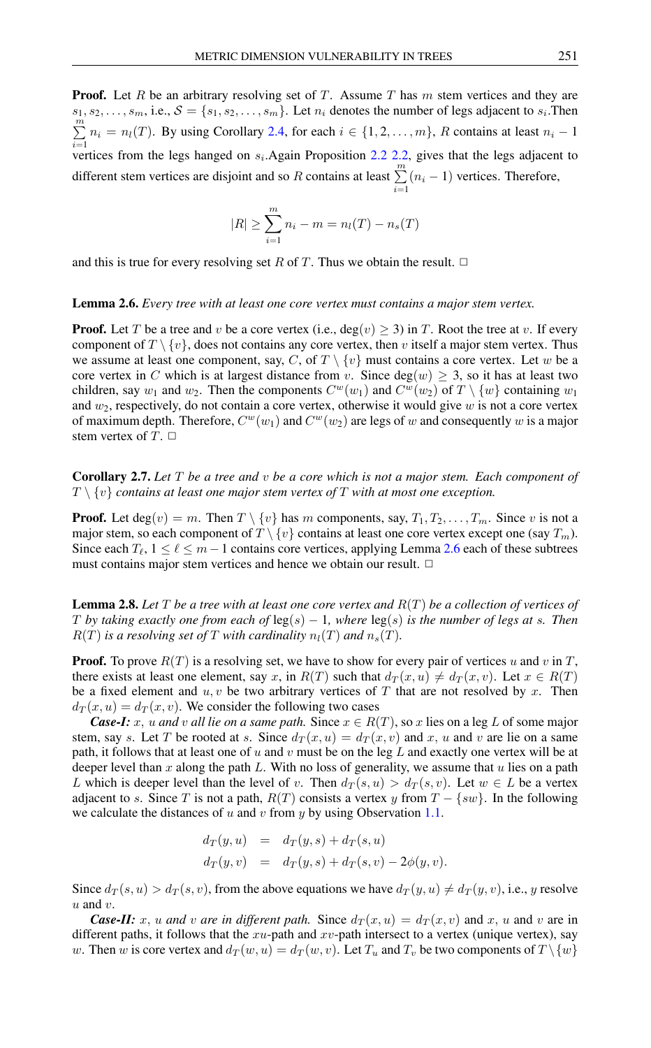**Proof.** Let $R$ be an arbitrary resolving set of $T$. Assume $T$ has $m$ stem vertices and they are $s_1, s_2, \ldots, s_m$, i.e., $\mathcal{S} = \{s_1, s_2, \ldots, s_m\}$. Let $n_i$ denotes the number of legs adjacent to $s_i$.Then $\sum_{i=1}^{m} n_i = n_l(T)$. By using Corollary 2.4, for each $i \in \{1, 2, \ldots, m\}$, $R$ contains at least $n_i - 1$ vertices from the legs hanged on $s_i$.Again Proposition 2.2 2.2, gives that the legs adjacent to different stem vertices are disjoint and so $R$ contains at least $\sum_{i=1}^{m}(n_i - 1)$ vertices. Therefore,

$$|R| \geq \sum_{i=1}^{m} n_i - m = n_l(T) - n_s(T)$$

and this is true for every resolving set $R$ of $T$. Thus we obtain the result. □

**Lemma 2.6.** *Every tree with at least one core vertex must contains a major stem vertex.*

**Proof.** Let $T$ be a tree and $v$ be a core vertex (i.e., $\deg(v) \geq 3$) in $T$. Root the tree at $v$. If every component of $T \setminus \{v\}$, does not contains any core vertex, then $v$ itself a major stem vertex. Thus we assume at least one component, say, $C$, of $T \setminus \{v\}$ must contains a core vertex. Let $w$ be a core vertex in $C$ which is at largest distance from $v$. Since $\deg(w) \geq 3$, so it has at least two children, say $w_1$ and $w_2$. Then the components $C^w(w_1)$ and $C^w(w_2)$ of $T \setminus \{w\}$ containing $w_1$ and $w_2$, respectively, do not contain a core vertex, otherwise it would give $w$ is not a core vertex of maximum depth. Therefore, $C^w(w_1)$ and $C^w(w_2)$ are legs of $w$ and consequently $w$ is a major stem vertex of $T$. □

**Corollary 2.7.** *Let $T$ be a tree and $v$ be a core which is not a major stem. Each component of $T \setminus \{v\}$ contains at least one major stem vertex of $T$ with at most one exception.*

**Proof.** Let $\deg(v) = m$. Then $T \setminus \{v\}$ has $m$ components, say, $T_1, T_2, \ldots, T_m$. Since $v$ is not a major stem, so each component of $T \setminus \{v\}$ contains at least one core vertex except one (say $T_m$). Since each $T_\ell$, $1 \leq \ell \leq m - 1$ contains core vertices, applying Lemma 2.6 each of these subtrees must contains major stem vertices and hence we obtain our result. □

**Lemma 2.8.** *Let $T$ be a tree with at least one core vertex and $R(T)$ be a collection of vertices of $T$ by taking exactly one from each of* $\text{leg}(s) - 1$*, where* $\text{leg}(s)$ *is the number of legs at $s$. Then $R(T)$ is a resolving set of $T$ with cardinality $n_l(T)$ and $n_s(T)$.*

**Proof.** To prove $R(T)$ is a resolving set, we have to show for every pair of vertices $u$ and $v$ in $T$, there exists at least one element, say $x$, in $R(T)$ such that $d_T(x, u) \neq d_T(x, v)$. Let $x \in R(T)$ be a fixed element and $u, v$ be two arbitrary vertices of $T$ that are not resolved by $x$. Then $d_T(x, u) = d_T(x, v)$. We consider the following two cases

***Case-I:*** *$x$, $u$ and $v$ all lie on a same path.* Since $x \in R(T)$, so $x$ lies on a leg $L$ of some major stem, say $s$. Let $T$ be rooted at $s$. Since $d_T(x, u) = d_T(x, v)$ and $x$, $u$ and $v$ are lie on a same path, it follows that at least one of $u$ and $v$ must be on the leg $L$ and exactly one vertex will be at deeper level than $x$ along the path $L$. With no loss of generality, we assume that $u$ lies on a path $L$ which is deeper level than the level of $v$. Then $d_T(s, u) > d_T(s, v)$. Let $w \in L$ be a vertex adjacent to $s$. Since $T$ is not a path, $R(T)$ consists a vertex $y$ from $T - \{sw\}$. In the following we calculate the distances of $u$ and $v$ from $y$ by using Observation 1.1.

$$\begin{aligned}
d_T(y, u) &= d_T(y, s) + d_T(s, u) \\
d_T(y, v) &= d_T(y, s) + d_T(s, v) - 2\phi(y, v).
\end{aligned}$$

Since $d_T(s, u) > d_T(s, v)$, from the above equations we have $d_T(y, u) \neq d_T(y, v)$, i.e., $y$ resolve $u$ and $v$.

***Case-II:*** *$x$, $u$ and $v$ are in different path.* Since $d_T(x, u) = d_T(x, v)$ and $x$, $u$ and $v$ are in different paths, it follows that the $xu$-path and $xv$-path intersect to a vertex (unique vertex), say $w$. Then $w$ is core vertex and $d_T(w, u) = d_T(w, v)$. Let $T_u$ and $T_v$ be two components of $T \setminus \{w\}$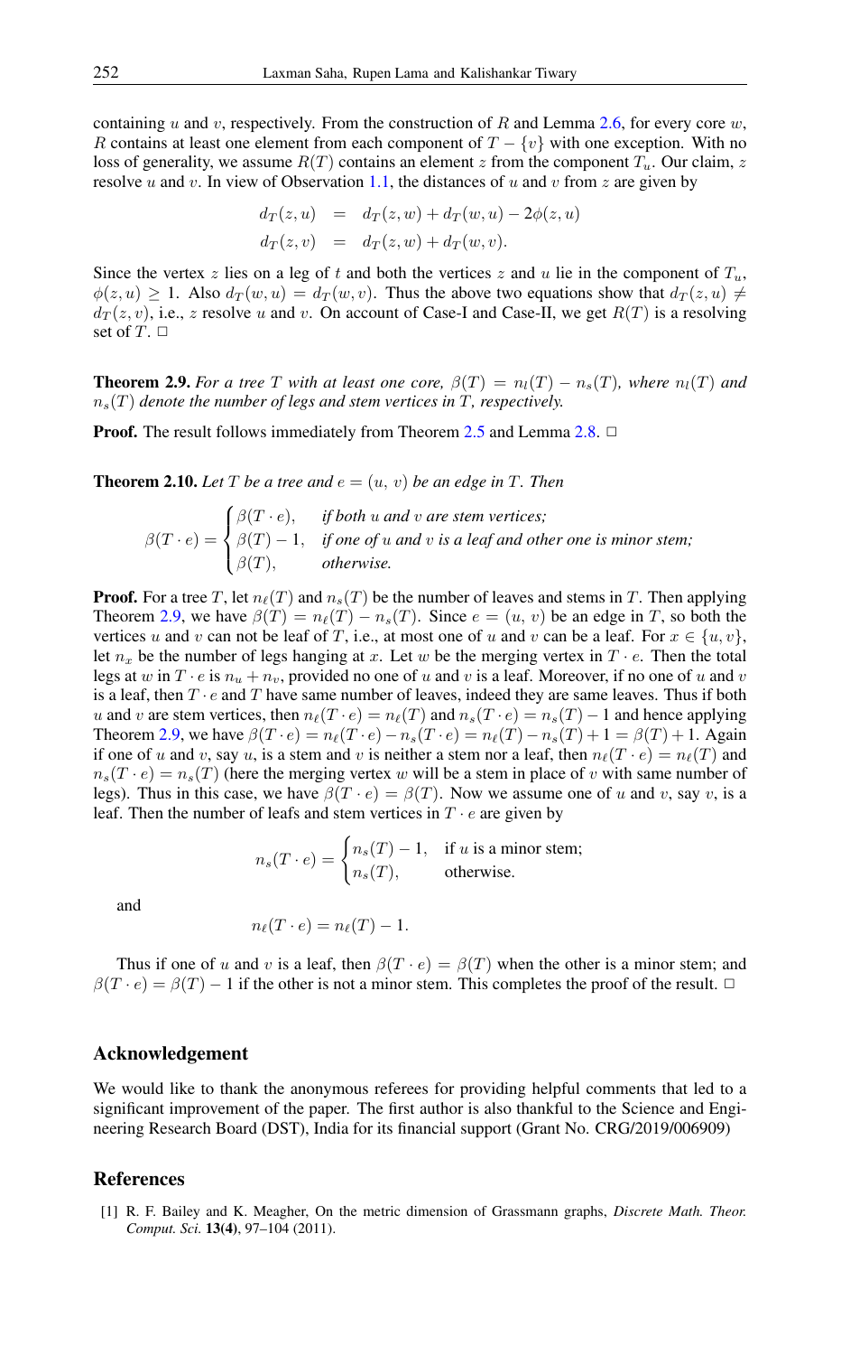containing $u$ and $v$, respectively. From the construction of $R$ and Lemma 2.6, for every core $w$, $R$ contains at least one element from each component of $T - \{v\}$ with one exception. With no loss of generality, we assume $R(T)$ contains an element $z$ from the component $T_u$. Our claim, $z$ resolve $u$ and $v$. In view of Observation 1.1, the distances of $u$ and $v$ from $z$ are given by

$$
\begin{aligned}
d_T(z, u) &= d_T(z, w) + d_T(w, u) - 2\phi(z, u) \\
d_T(z, v) &= d_T(z, w) + d_T(w, v).
\end{aligned}
$$

Since the vertex $z$ lies on a leg of $t$ and both the vertices $z$ and $u$ lie in the component of $T_u$, $\phi(z, u) \geq 1$. Also $d_T(w, u) = d_T(w, v)$. Thus the above two equations show that $d_T(z, u) \neq d_T(z, v)$, i.e., $z$ resolve $u$ and $v$. On account of Case-I and Case-II, we get $R(T)$ is a resolving set of $T$. □

**Theorem 2.9.** *For a tree $T$ with at least one core, $\beta(T) = n_l(T) - n_s(T)$, where $n_l(T)$ and $n_s(T)$ denote the number of legs and stem vertices in $T$, respectively.*

**Proof.** The result follows immediately from Theorem 2.5 and Lemma 2.8. □

**Theorem 2.10.** *Let $T$ be a tree and $e = (u, v)$ be an edge in $T$. Then*

$$
\beta(T \cdot e) = \begin{cases} \beta(T \cdot e), & \textit{if both } u \textit{ and } v \textit{ are stem vertices;} \\ \beta(T) - 1, & \textit{if one of } u \textit{ and } v \textit{ is a leaf and other one is minor stem;} \\ \beta(T), & \textit{otherwise.} \end{cases}
$$

**Proof.** For a tree $T$, let $n_\ell(T)$ and $n_s(T)$ be the number of leaves and stems in $T$. Then applying Theorem 2.9, we have $\beta(T) = n_\ell(T) - n_s(T)$. Since $e = (u, v)$ be an edge in $T$, so both the vertices $u$ and $v$ can not be leaf of $T$, i.e., at most one of $u$ and $v$ can be a leaf. For $x \in \{u, v\}$, let $n_x$ be the number of legs hanging at $x$. Let $w$ be the merging vertex in $T \cdot e$. Then the total legs at $w$ in $T \cdot e$ is $n_u + n_v$, provided no one of $u$ and $v$ is a leaf. Moreover, if no one of $u$ and $v$ is a leaf, then $T \cdot e$ and $T$ have same number of leaves, indeed they are same leaves. Thus if both $u$ and $v$ are stem vertices, then $n_\ell(T \cdot e) = n_\ell(T)$ and $n_s(T \cdot e) = n_s(T) - 1$ and hence applying Theorem 2.9, we have $\beta(T \cdot e) = n_\ell(T \cdot e) - n_s(T \cdot e) = n_\ell(T) - n_s(T) + 1 = \beta(T) + 1$. Again if one of $u$ and $v$, say $u$, is a stem and $v$ is neither a stem nor a leaf, then $n_\ell(T \cdot e) = n_\ell(T)$ and $n_s(T \cdot e) = n_s(T)$ (here the merging vertex $w$ will be a stem in place of $v$ with same number of legs). Thus in this case, we have $\beta(T \cdot e) = \beta(T)$. Now we assume one of $u$ and $v$, say $v$, is a leaf. Then the number of leafs and stem vertices in $T \cdot e$ are given by

$$
n_s(T \cdot e) = \begin{cases} n_s(T) - 1, & \text{if } u \text{ is a minor stem;} \\ n_s(T), & \text{otherwise.} \end{cases}
$$

and

$$
n_\ell(T \cdot e) = n_\ell(T) - 1.
$$

Thus if one of $u$ and $v$ is a leaf, then $\beta(T \cdot e) = \beta(T)$ when the other is a minor stem; and $\beta(T \cdot e) = \beta(T) - 1$ if the other is not a minor stem. This completes the proof of the result. □

## Acknowledgement

We would like to thank the anonymous referees for providing helpful comments that led to a significant improvement of the paper. The first author is also thankful to the Science and Engineering Research Board (DST), India for its financial support (Grant No. CRG/2019/006909)

## References

[1] R. F. Bailey and K. Meagher, On the metric dimension of Grassmann graphs, *Discrete Math. Theor. Comput. Sci.* **13(4)**, 97–104 (2011).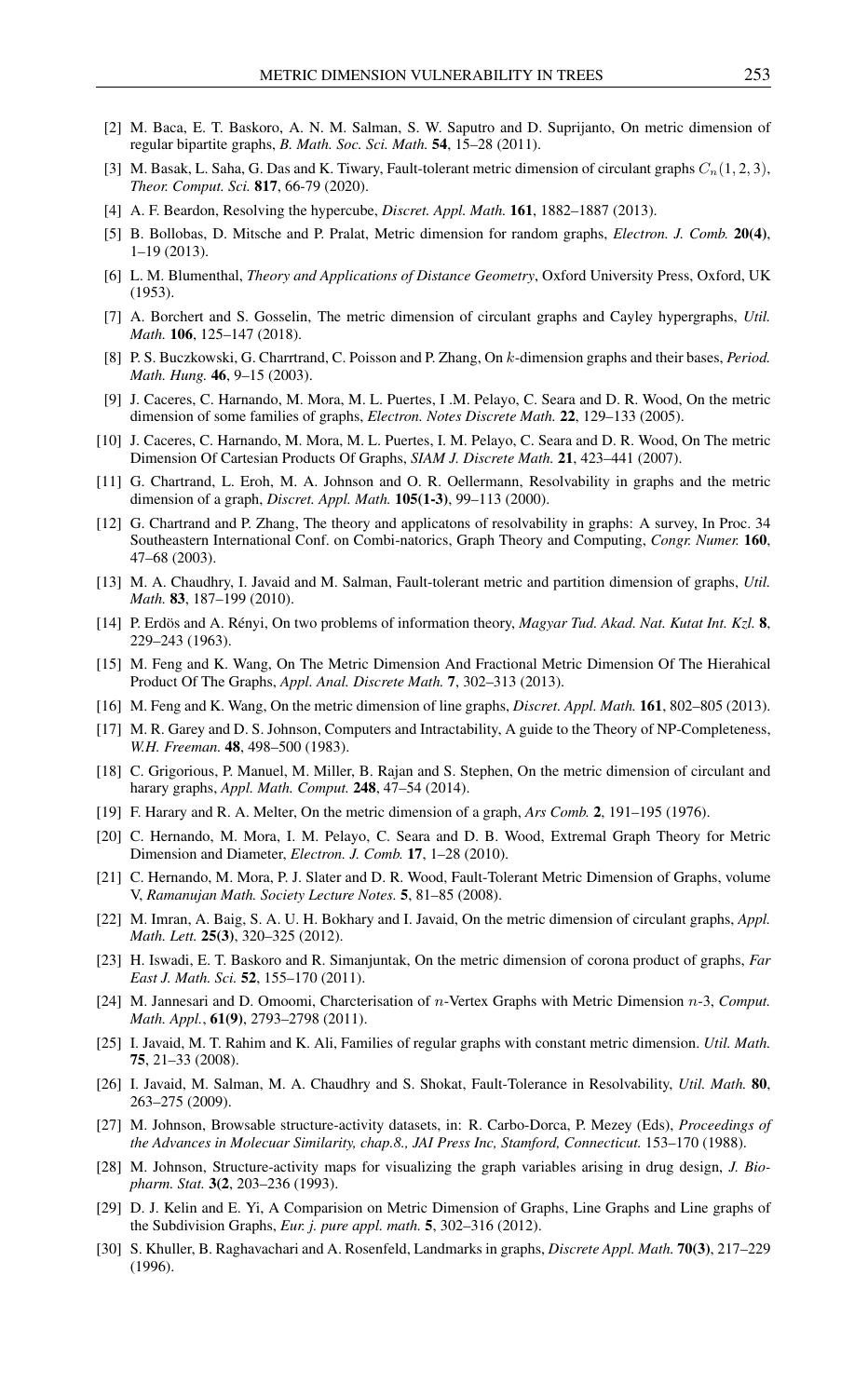[2] M. Baca, E. T. Baskoro, A. N. M. Salman, S. W. Saputro and D. Suprijanto, On metric dimension of regular bipartite graphs, *B. Math. Soc. Sci. Math.* **54**, 15–28 (2011).

[3] M. Basak, L. Saha, G. Das and K. Tiwary, Fault-tolerant metric dimension of circulant graphs $C_n(1, 2, 3)$, *Theor. Comput. Sci.* **817**, 66-79 (2020).

[4] A. F. Beardon, Resolving the hypercube, *Discret. Appl. Math.* **161**, 1882–1887 (2013).

[5] B. Bollobas, D. Mitsche and P. Pralat, Metric dimension for random graphs, *Electron. J. Comb.* **20(4)**, 1–19 (2013).

[6] L. M. Blumenthal, *Theory and Applications of Distance Geometry*, Oxford University Press, Oxford, UK (1953).

[7] A. Borchert and S. Gosselin, The metric dimension of circulant graphs and Cayley hypergraphs, *Util. Math.* **106**, 125–147 (2018).

[8] P. S. Buczkowski, G. Charrtrand, C. Poisson and P. Zhang, On $k$-dimension graphs and their bases, *Period. Math. Hung.* **46**, 9–15 (2003).

[9] J. Caceres, C. Harnando, M. Mora, M. L. Puertes, I .M. Pelayo, C. Seara and D. R. Wood, On the metric dimension of some families of graphs, *Electron. Notes Discrete Math.* **22**, 129–133 (2005).

[10] J. Caceres, C. Harnando, M. Mora, M. L. Puertes, I. M. Pelayo, C. Seara and D. R. Wood, On The metric Dimension Of Cartesian Products Of Graphs, *SIAM J. Discrete Math.* **21**, 423–441 (2007).

[11] G. Chartrand, L. Eroh, M. A. Johnson and O. R. Oellermann, Resolvability in graphs and the metric dimension of a graph, *Discret. Appl. Math.* **105(1-3)**, 99–113 (2000).

[12] G. Chartrand and P. Zhang, The theory and applicatons of resolvability in graphs: A survey, In Proc. 34 Southeastern International Conf. on Combi-natorics, Graph Theory and Computing, *Congr. Numer.* **160**, 47–68 (2003).

[13] M. A. Chaudhry, I. Javaid and M. Salman, Fault-tolerant metric and partition dimension of graphs, *Util. Math.* **83**, 187–199 (2010).

[14] P. Erdös and A. Rényi, On two problems of information theory, *Magyar Tud. Akad. Nat. Kutat Int. Kzl.* **8**, 229–243 (1963).

[15] M. Feng and K. Wang, On The Metric Dimension And Fractional Metric Dimension Of The Hierahical Product Of The Graphs, *Appl. Anal. Discrete Math.* **7**, 302–313 (2013).

[16] M. Feng and K. Wang, On the metric dimension of line graphs, *Discret. Appl. Math.* **161**, 802–805 (2013).

[17] M. R. Garey and D. S. Johnson, Computers and Intractability, A guide to the Theory of NP-Completeness, *W.H. Freeman.* **48**, 498–500 (1983).

[18] C. Grigorious, P. Manuel, M. Miller, B. Rajan and S. Stephen, On the metric dimension of circulant and harary graphs, *Appl. Math. Comput.* **248**, 47–54 (2014).

[19] F. Harary and R. A. Melter, On the metric dimension of a graph, *Ars Comb.* **2**, 191–195 (1976).

[20] C. Hernando, M. Mora, I. M. Pelayo, C. Seara and D. B. Wood, Extremal Graph Theory for Metric Dimension and Diameter, *Electron. J. Comb.* **17**, 1–28 (2010).

[21] C. Hernando, M. Mora, P. J. Slater and D. R. Wood, Fault-Tolerant Metric Dimension of Graphs, volume V, *Ramanujan Math. Society Lecture Notes.* **5**, 81–85 (2008).

[22] M. Imran, A. Baig, S. A. U. H. Bokhary and I. Javaid, On the metric dimension of circulant graphs, *Appl. Math. Lett.* **25(3)**, 320–325 (2012).

[23] H. Iswadi, E. T. Baskoro and R. Simanjuntak, On the metric dimension of corona product of graphs, *Far East J. Math. Sci.* **52**, 155–170 (2011).

[24] M. Jannesari and D. Omoomi, Charcterisation of $n$-Vertex Graphs with Metric Dimension $n$-3, *Comput. Math. Appl.*, **61(9)**, 2793–2798 (2011).

[25] I. Javaid, M. T. Rahim and K. Ali, Families of regular graphs with constant metric dimension. *Util. Math.* **75**, 21–33 (2008).

[26] I. Javaid, M. Salman, M. A. Chaudhry and S. Shokat, Fault-Tolerance in Resolvability, *Util. Math.* **80**, 263–275 (2009).

[27] M. Johnson, Browsable structure-activity datasets, in: R. Carbo-Dorca, P. Mezey (Eds), *Proceedings of the Advances in Molecuar Similarity, chap.8., JAI Press Inc, Stamford, Connecticut.* 153–170 (1988).

[28] M. Johnson, Structure-activity maps for visualizing the graph variables arising in drug design, *J. Biopharm. Stat.* **3(2**, 203–236 (1993).

[29] D. J. Kelin and E. Yi, A Comparision on Metric Dimension of Graphs, Line Graphs and Line graphs of the Subdivision Graphs, *Eur. j. pure appl. math.* **5**, 302–316 (2012).

[30] S. Khuller, B. Raghavachari and A. Rosenfeld, Landmarks in graphs, *Discrete Appl. Math.* **70(3)**, 217–229 (1996).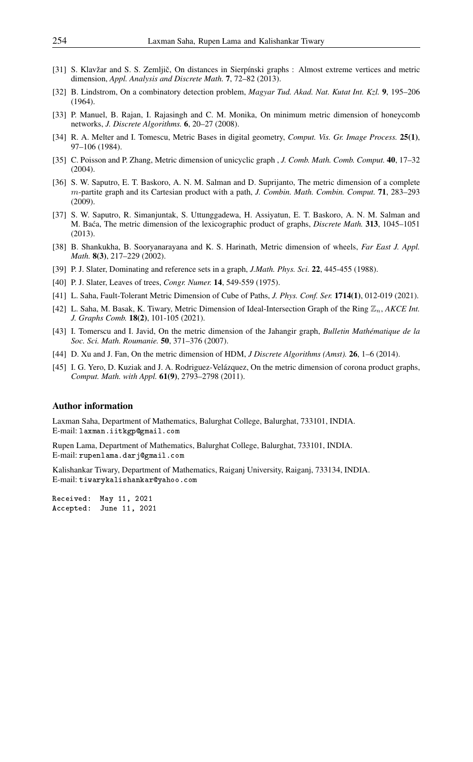[31] S. Klavžar and S. S. Zemljič, On distances in Sierpínski graphs : Almost extreme vertices and metric dimension, *Appl. Analysis and Discrete Math.* **7**, 72–82 (2013).

[32] B. Lindstrom, On a combinatory detection problem, *Magyar Tud. Akad. Nat. Kutat Int. Kzl.* **9**, 195–206 (1964).

[33] P. Manuel, B. Rajan, I. Rajasingh and C. M. Monika, On minimum metric dimension of honeycomb networks, *J. Discrete Algorithms.* **6**, 20–27 (2008).

[34] R. A. Melter and I. Tomescu, Metric Bases in digital geometry, *Comput. Vis. Gr. Image Process.* **25(1)**, 97–106 (1984).

[35] C. Poisson and P. Zhang, Metric dimension of unicyclic graph , *J. Comb. Math. Comb. Comput.* **40**, 17–32 (2004).

[36] S. W. Saputro, E. T. Baskoro, A. N. M. Salman and D. Suprijanto, The metric dimension of a complete $m$-partite graph and its Cartesian product with a path, *J. Combin. Math. Combin. Comput.* **71**, 283–293 (2009).

[37] S. W. Saputro, R. Simanjuntak, S. Uttunggadewa, H. Assiyatun, E. T. Baskoro, A. N. M. Salman and M. Bača, The metric dimension of the lexicographic product of graphs, *Discrete Math.* **313**, 1045–1051 (2013).

[38] B. Shankukha, B. Sooryanarayana and K. S. Harinath, Metric dimension of wheels, *Far East J. Appl. Math.* **8(3)**, 217–229 (2002).

[39] P. J. Slater, Dominating and reference sets in a graph, *J.Math. Phys. Sci.* **22**, 445-455 (1988).

[40] P. J. Slater, Leaves of trees, *Congr. Numer.* **14**, 549-559 (1975).

[41] L. Saha, Fault-Tolerant Metric Dimension of Cube of Paths, *J. Phys. Conf. Ser.* **1714(1)**, 012-019 (2021).

[42] L. Saha, M. Basak, K. Tiwary, Metric Dimension of Ideal-Intersection Graph of the Ring $\mathbb{Z}_n$, *AKCE Int. J. Graphs Comb.* **18(2)**, 101-105 (2021).

[43] I. Tomerscu and I. Javid, On the metric dimension of the Jahangir graph, *Bulletin Mathématique de la Soc. Sci. Math. Roumanie.* **50**, 371–376 (2007).

[44] D. Xu and J. Fan, On the metric dimension of HDM, *J Discrete Algorithms (Amst).* **26**, 1–6 (2014).

[45] I. G. Yero, D. Kuziak and J. A. Rodriguez-Velázquez, On the metric dimension of corona product graphs, *Comput. Math. with Appl.* **61(9)**, 2793–2798 (2011).

## Author information

Laxman Saha, Department of Mathematics, Balurghat College, Balurghat, 733101, INDIA.
E-mail: laxman.iitkgp@gmail.com

Rupen Lama, Department of Mathematics, Balurghat College, Balurghat, 733101, INDIA.
E-mail: rupenlama.darj@gmail.com

Kalishankar Tiwary, Department of Mathematics, Raiganj University, Raiganj, 733134, INDIA.
E-mail: tiwarykalishankar@yahoo.com

Received: May 11, 2021
Accepted: June 11, 2021